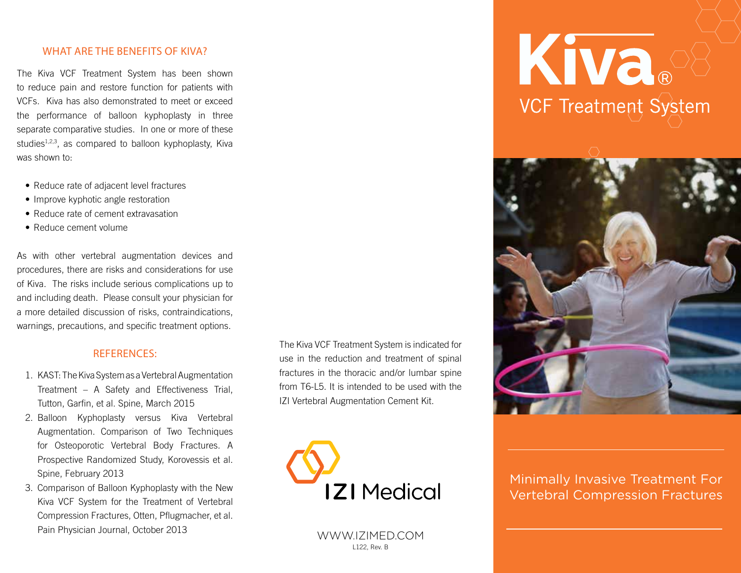## WHAT ARE THE BENEFITS OF KIVA?

The Kiva VCF Treatment System has been shown to reduce pain and restore function for patients with VCFs. Kiva has also demonstrated to meet or exceed the performance of balloon kyphoplasty in three separate comparative studies. In one or more of these studies[1,2,3], as compared to balloon kyphoplasty, Kiva was shown to:

- Reduce rate of adjacent level fractures
- Improve kyphotic angle restoration
- Reduce rate of cement extravasation
- Reduce cement volume

As with other vertebral augmentation devices and procedures, there are risks and considerations for use of Kiva. The risks include serious complications up to and including death. Please consult your physician for a more detailed discussion of risks, contraindications, warnings, precautions, and specific treatment options.

## REFERENCES:

1. KAST: The Kiva System as a Vertebral Augmentation Treatment – A Safety and Effectiveness Trial, Tutton, Garfin, et al. Spine, March 2015
2. Balloon Kyphoplasty versus Kiva Vertebral Augmentation. Comparison of Two Techniques for Osteoporotic Vertebral Body Fractures. A Prospective Randomized Study, Korovessis et al. Spine, February 2013
3. Comparison of Balloon Kyphoplasty with the New Kiva VCF System for the Treatment of Vertebral Compression Fractures, Otten, Pflugmacher, et al. Pain Physician Journal, October 2013

The Kiva VCF Treatment System is indicated for use in the reduction and treatment of spinal fractures in the thoracic and/or lumbar spine from T6-L5. It is intended to be used with the IZI Vertebral Augmentation Cement Kit.

IZI Medical

WWW.IZIMED.COM

L122, Rev. B

# Kiva®

## VCF Treatment System

Minimally Invasive Treatment For Vertebral Compression Fractures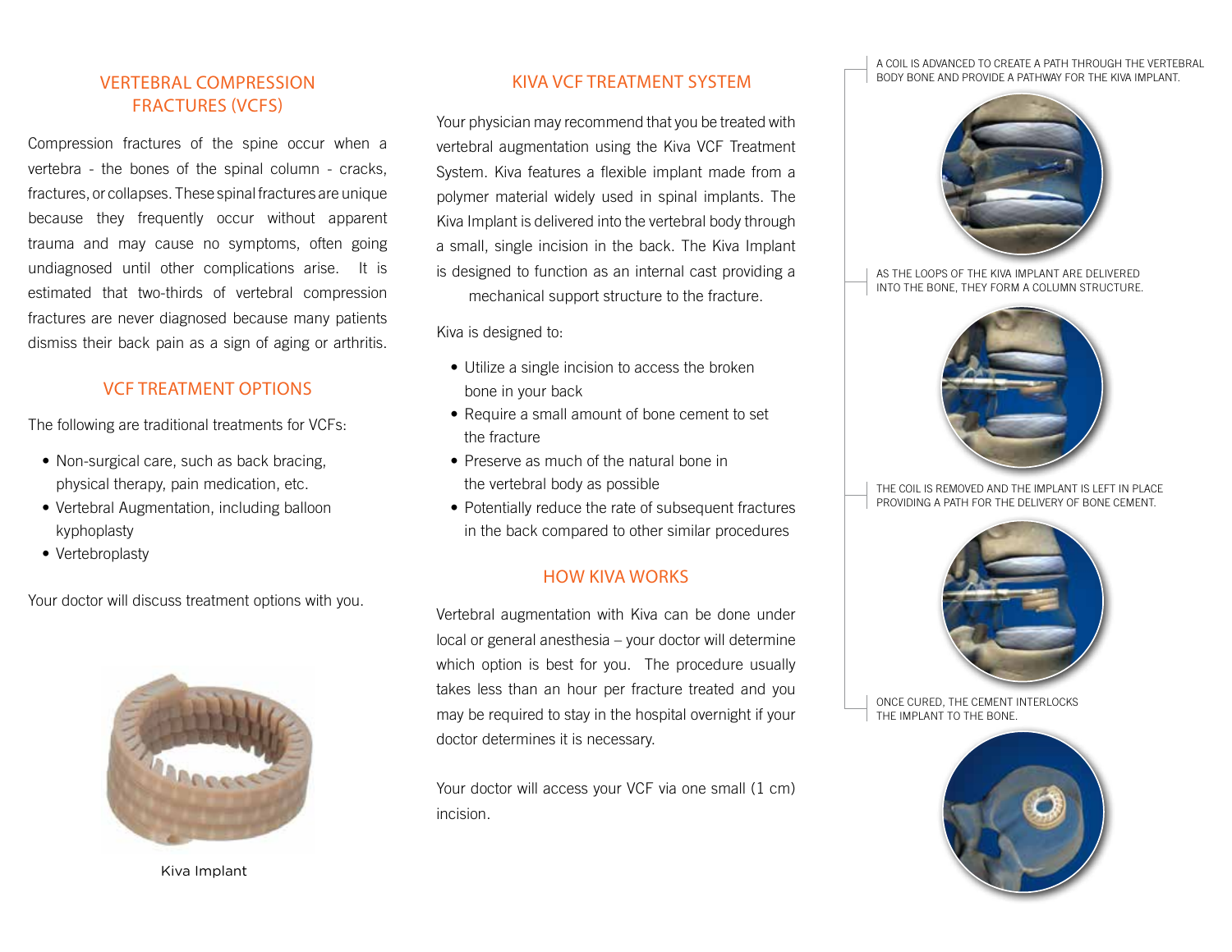## VERTEBRAL COMPRESSION FRACTURES (VCFS)

Compression fractures of the spine occur when a vertebra - the bones of the spinal column - cracks, fractures, or collapses. These spinal fractures are unique because they frequently occur without apparent trauma and may cause no symptoms, often going undiagnosed until other complications arise. It is estimated that two-thirds of vertebral compression fractures are never diagnosed because many patients dismiss their back pain as a sign of aging or arthritis.

## VCF TREATMENT OPTIONS

The following are traditional treatments for VCFs:

- Non-surgical care, such as back bracing, physical therapy, pain medication, etc.
- Vertebral Augmentation, including balloon kyphoplasty
- Vertebroplasty

Your doctor will discuss treatment options with you.

Kiva Implant

## KIVA VCF TREATMENT SYSTEM

Your physician may recommend that you be treated with vertebral augmentation using the Kiva VCF Treatment System. Kiva features a flexible implant made from a polymer material widely used in spinal implants. The Kiva Implant is delivered into the vertebral body through a small, single incision in the back. The Kiva Implant is designed to function as an internal cast providing a mechanical support structure to the fracture.

Kiva is designed to:

- Utilize a single incision to access the broken bone in your back
- Require a small amount of bone cement to set the fracture
- Preserve as much of the natural bone in the vertebral body as possible
- Potentially reduce the rate of subsequent fractures in the back compared to other similar procedures

## HOW KIVA WORKS

Vertebral augmentation with Kiva can be done under local or general anesthesia – your doctor will determine which option is best for you. The procedure usually takes less than an hour per fracture treated and you may be required to stay in the hospital overnight if your doctor determines it is necessary.

Your doctor will access your VCF via one small (1 cm) incision.

A COIL IS ADVANCED TO CREATE A PATH THROUGH THE VERTEBRAL BODY BONE AND PROVIDE A PATHWAY FOR THE KIVA IMPLANT.

AS THE LOOPS OF THE KIVA IMPLANT ARE DELIVERED INTO THE BONE, THEY FORM A COLUMN STRUCTURE.

THE COIL IS REMOVED AND THE IMPLANT IS LEFT IN PLACE PROVIDING A PATH FOR THE DELIVERY OF BONE CEMENT.

ONCE CURED, THE CEMENT INTERLOCKS THE IMPLANT TO THE BONE.